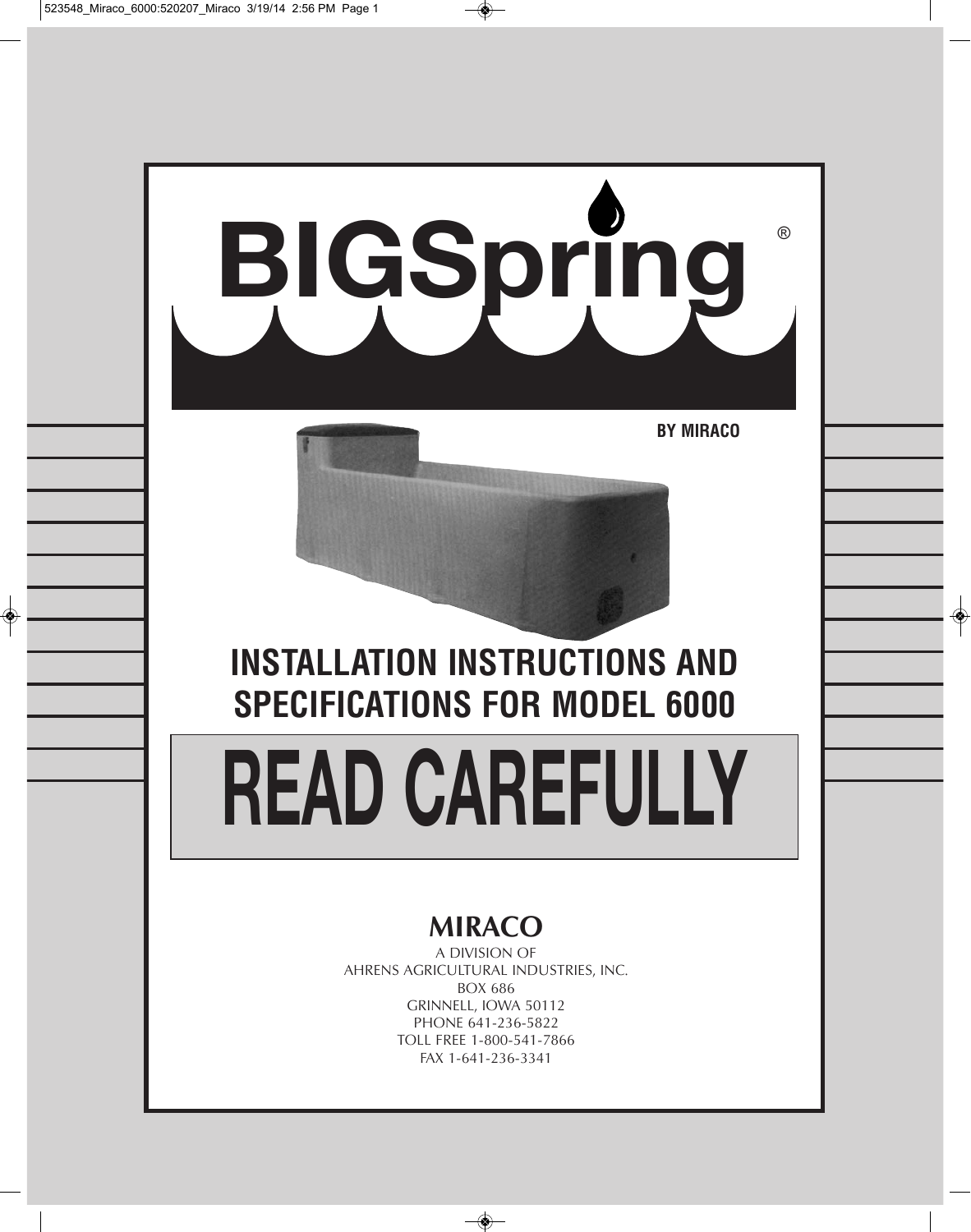# BIGSpring®

BY MIRACO

## INSTALLATION INSTRUCTIONS AND SPECIFICATIONS FOR MODEL 6000

# READ CAREFULLY

**MIRACO**

A DIVISION OF
AHRENS AGRICULTURAL INDUSTRIES, INC.
BOX 686
GRINNELL, IOWA 50112
PHONE 641-236-5822
TOLL FREE 1-800-541-7866
FAX 1-641-236-3341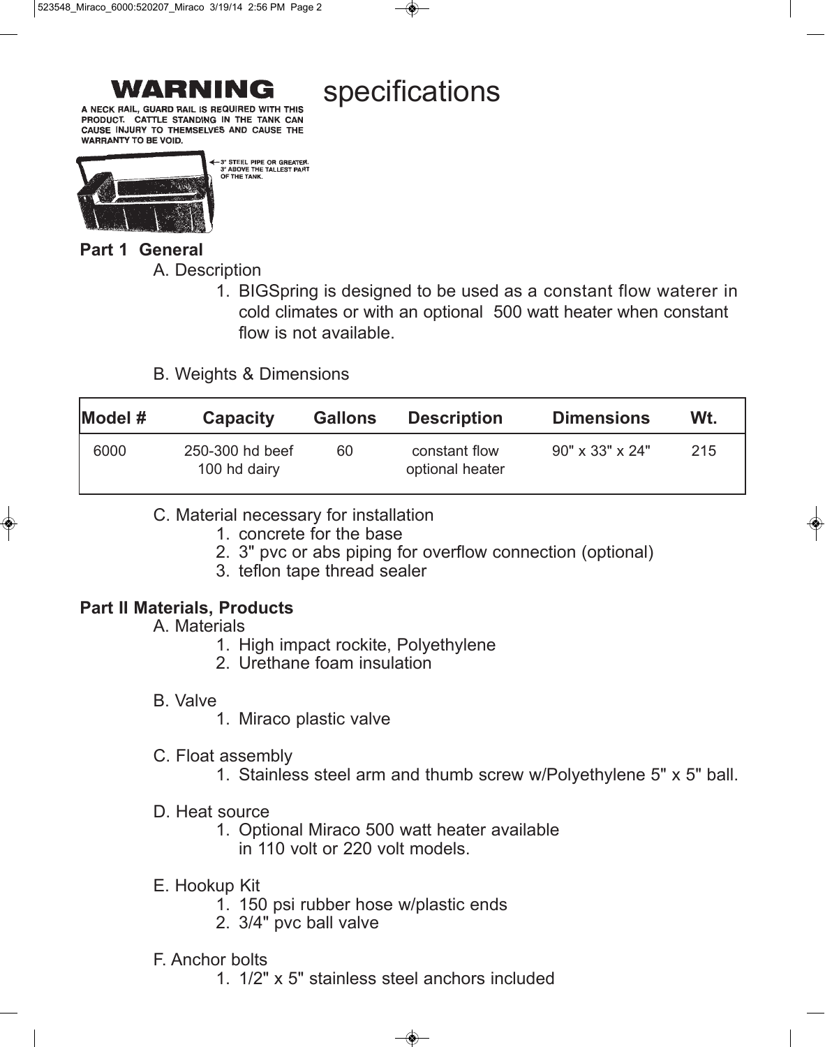# WARNING

A NECK RAIL, GUARD RAIL IS REQUIRED WITH THIS PRODUCT. CATTLE STANDING IN THE TANK CAN CAUSE INJURY TO THEMSELVES AND CAUSE THE WARRANTY TO BE VOID.

3" STEEL PIPE OR GREATER. 3" ABOVE THE TALLEST PART OF THE TANK.

# specifications

**Part 1 General**

A. Description

1. BIGSpring is designed to be used as a constant flow waterer in cold climates or with an optional 500 watt heater when constant flow is not available.

B. Weights & Dimensions

| Model # | Capacity | Gallons | Description | Dimensions | Wt. |
|---|---|---|---|---|---|
| 6000 | 250-300 hd beef<br>100 hd dairy | 60 | constant flow<br>optional heater | 90" x 33" x 24" | 215 |

C. Material necessary for installation

1. concrete for the base
2. 3" pvc or abs piping for overflow connection (optional)
3. teflon tape thread sealer

**Part II Materials, Products**

A. Materials

1. High impact rockite, Polyethylene
2. Urethane foam insulation

B. Valve

1. Miraco plastic valve

C. Float assembly

1. Stainless steel arm and thumb screw w/Polyethylene 5" x 5" ball.

D. Heat source

1. Optional Miraco 500 watt heater available in 110 volt or 220 volt models.

E. Hookup Kit

1. 150 psi rubber hose w/plastic ends
2. 3/4" pvc ball valve

F. Anchor bolts

1. 1/2" x 5" stainless steel anchors included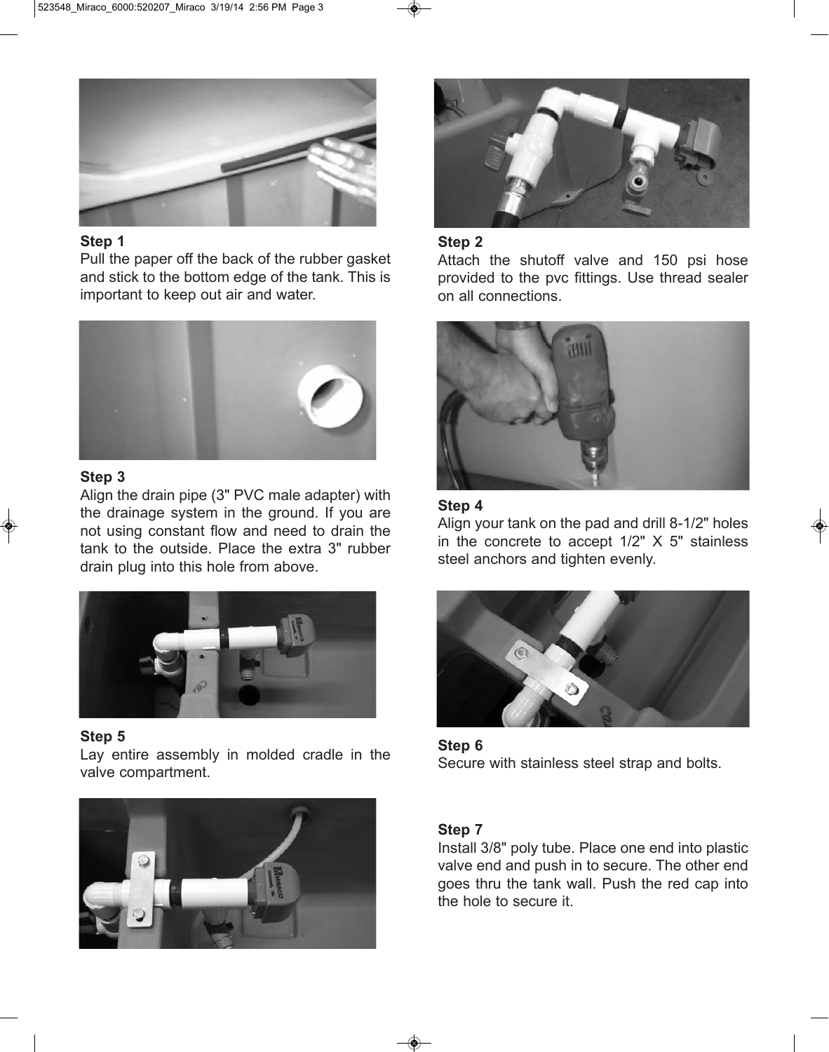**Step 1**

Pull the paper off the back of the rubber gasket and stick to the bottom edge of the tank. This is important to keep out air and water.

**Step 2**

Attach the shutoff valve and 150 psi hose provided to the pvc fittings. Use thread sealer on all connections.

**Step 3**

Align the drain pipe (3" PVC male adapter) with the drainage system in the ground. If you are not using constant flow and need to drain the tank to the outside. Place the extra 3" rubber drain plug into this hole from above.

**Step 4**

Align your tank on the pad and drill 8-1/2" holes in the concrete to accept 1/2" X 5" stainless steel anchors and tighten evenly.

**Step 5**

Lay entire assembly in molded cradle in the valve compartment.

**Step 6**

Secure with stainless steel strap and bolts.

**Step 7**

Install 3/8" poly tube. Place one end into plastic valve end and push in to secure. The other end goes thru the tank wall. Push the red cap into the hole to secure it.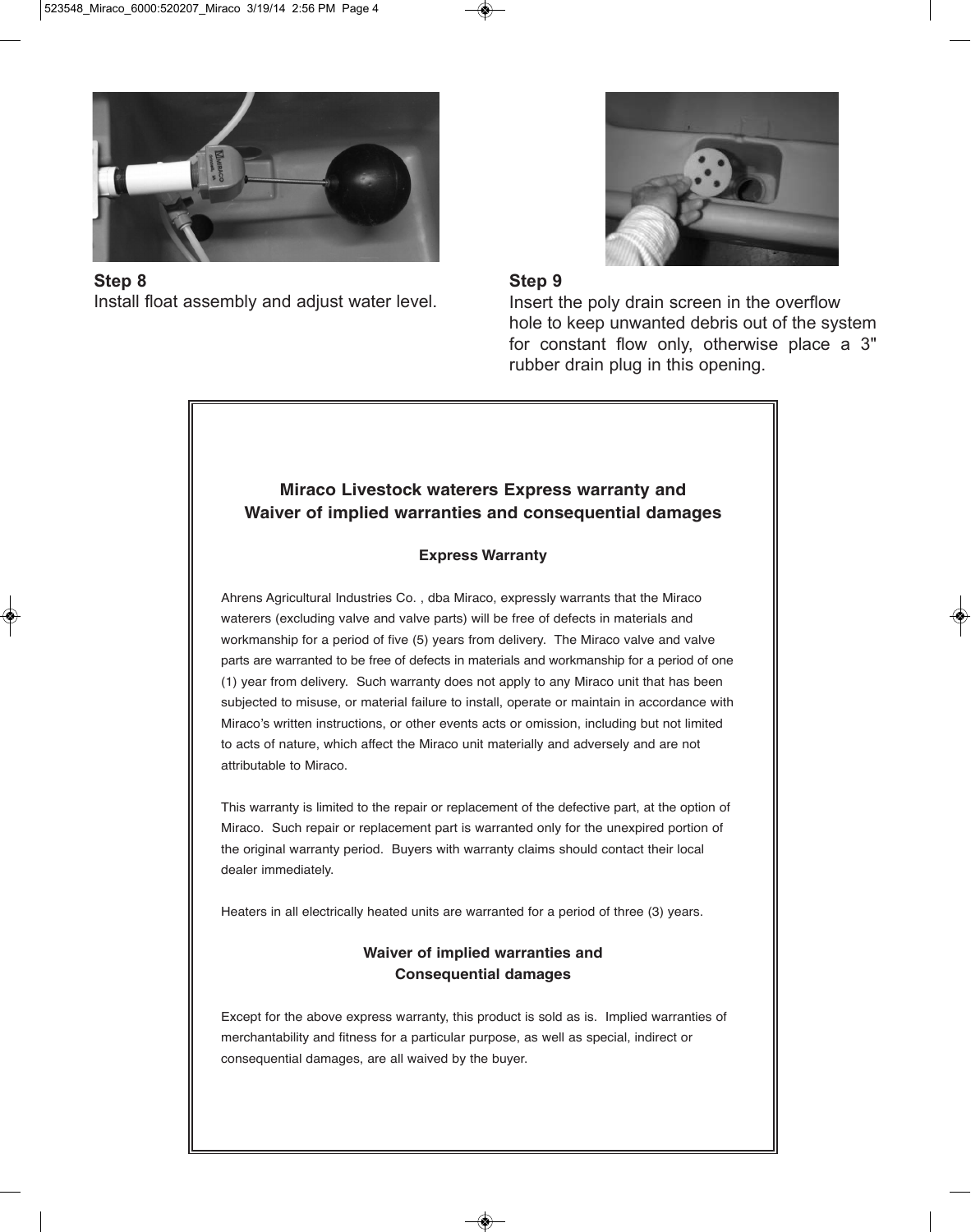**Step 8**
Install float assembly and adjust water level.

**Step 9**
Insert the poly drain screen in the overflow hole to keep unwanted debris out of the system for constant flow only, otherwise place a 3" rubber drain plug in this opening.

## Miraco Livestock waterers Express warranty and Waiver of implied warranties and consequential damages

### Express Warranty

Ahrens Agricultural Industries Co. , dba Miraco, expressly warrants that the Miraco waterers (excluding valve and valve parts) will be free of defects in materials and workmanship for a period of five (5) years from delivery. The Miraco valve and valve parts are warranted to be free of defects in materials and workmanship for a period of one (1) year from delivery. Such warranty does not apply to any Miraco unit that has been subjected to misuse, or material failure to install, operate or maintain in accordance with Miraco's written instructions, or other events acts or omission, including but not limited to acts of nature, which affect the Miraco unit materially and adversely and are not attributable to Miraco.

This warranty is limited to the repair or replacement of the defective part, at the option of Miraco. Such repair or replacement part is warranted only for the unexpired portion of the original warranty period. Buyers with warranty claims should contact their local dealer immediately.

Heaters in all electrically heated units are warranted for a period of three (3) years.

### Waiver of implied warranties and Consequential damages

Except for the above express warranty, this product is sold as is. Implied warranties of merchantability and fitness for a particular purpose, as well as special, indirect or consequential damages, are all waived by the buyer.